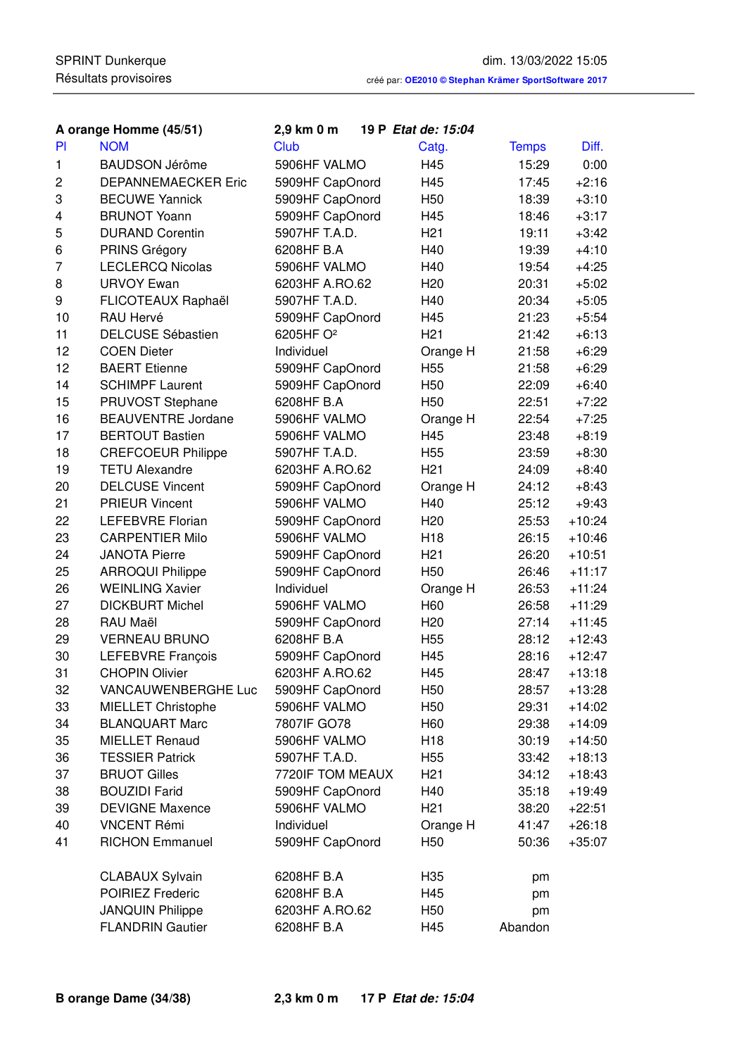SPRINT Dunkerque
Résultats provisoires

dim. 13/03/2022 15:05
créé par: **OE2010 © Stephan Krämer SportSoftware 2017**

**A orange Homme (45/51)** **2,9 km 0 m** **19 P** ***Etat de: 15:04***

| Pl | NOM | Club | Catg. | Temps | Diff. |
|---|---|---|---|---|---|
| 1 | BAUDSON Jérôme | 5906HF VALMO | H45 | 15:29 | 0:00 |
| 2 | DEPANNEMAECKER Eric | 5909HF CapOnord | H45 | 17:45 | +2:16 |
| 3 | BECUWE Yannick | 5909HF CapOnord | H50 | 18:39 | +3:10 |
| 4 | BRUNOT Yoann | 5909HF CapOnord | H45 | 18:46 | +3:17 |
| 5 | DURAND Corentin | 5907HF T.A.D. | H21 | 19:11 | +3:42 |
| 6 | PRINS Grégory | 6208HF B.A | H40 | 19:39 | +4:10 |
| 7 | LECLERCQ Nicolas | 5906HF VALMO | H40 | 19:54 | +4:25 |
| 8 | URVOY Ewan | 6203HF A.RO.62 | H20 | 20:31 | +5:02 |
| 9 | FLICOTEAUX Raphaël | 5907HF T.A.D. | H40 | 20:34 | +5:05 |
| 10 | RAU Hervé | 5909HF CapOnord | H45 | 21:23 | +5:54 |
| 11 | DELCUSE Sébastien | 6205HF O² | H21 | 21:42 | +6:13 |
| 12 | COEN Dieter | Individuel | Orange H | 21:58 | +6:29 |
| 12 | BAERT Etienne | 5909HF CapOnord | H55 | 21:58 | +6:29 |
| 14 | SCHIMPF Laurent | 5909HF CapOnord | H50 | 22:09 | +6:40 |
| 15 | PRUVOST Stephane | 6208HF B.A | H50 | 22:51 | +7:22 |
| 16 | BEAUVENTRE Jordane | 5906HF VALMO | Orange H | 22:54 | +7:25 |
| 17 | BERTOUT Bastien | 5906HF VALMO | H45 | 23:48 | +8:19 |
| 18 | CREFCOEUR Philippe | 5907HF T.A.D. | H55 | 23:59 | +8:30 |
| 19 | TETU Alexandre | 6203HF A.RO.62 | H21 | 24:09 | +8:40 |
| 20 | DELCUSE Vincent | 5909HF CapOnord | Orange H | 24:12 | +8:43 |
| 21 | PRIEUR Vincent | 5906HF VALMO | H40 | 25:12 | +9:43 |
| 22 | LEFEBVRE Florian | 5909HF CapOnord | H20 | 25:53 | +10:24 |
| 23 | CARPENTIER Milo | 5906HF VALMO | H18 | 26:15 | +10:46 |
| 24 | JANOTA Pierre | 5909HF CapOnord | H21 | 26:20 | +10:51 |
| 25 | ARROQUI Philippe | 5909HF CapOnord | H50 | 26:46 | +11:17 |
| 26 | WEINLING Xavier | Individuel | Orange H | 26:53 | +11:24 |
| 27 | DICKBURT Michel | 5906HF VALMO | H60 | 26:58 | +11:29 |
| 28 | RAU Maël | 5909HF CapOnord | H20 | 27:14 | +11:45 |
| 29 | VERNEAU BRUNO | 6208HF B.A | H55 | 28:12 | +12:43 |
| 30 | LEFEBVRE François | 5909HF CapOnord | H45 | 28:16 | +12:47 |
| 31 | CHOPIN Olivier | 6203HF A.RO.62 | H45 | 28:47 | +13:18 |
| 32 | VANCAUWENBERGHE Luc | 5909HF CapOnord | H50 | 28:57 | +13:28 |
| 33 | MIELLET Christophe | 5906HF VALMO | H50 | 29:31 | +14:02 |
| 34 | BLANQUART Marc | 7807IF GO78 | H60 | 29:38 | +14:09 |
| 35 | MIELLET Renaud | 5906HF VALMO | H18 | 30:19 | +14:50 |
| 36 | TESSIER Patrick | 5907HF T.A.D. | H55 | 33:42 | +18:13 |
| 37 | BRUOT Gilles | 7720IF TOM MEAUX | H21 | 34:12 | +18:43 |
| 38 | BOUZIDI Farid | 5909HF CapOnord | H40 | 35:18 | +19:49 |
| 39 | DEVIGNE Maxence | 5906HF VALMO | H21 | 38:20 | +22:51 |
| 40 | VNCENT Rémi | Individuel | Orange H | 41:47 | +26:18 |
| 41 | RICHON Emmanuel | 5909HF CapOnord | H50 | 50:36 | +35:07 |
| | CLABAUX Sylvain | 6208HF B.A | H35 | pm | |
| | POIRIEZ Frederic | 6208HF B.A | H45 | pm | |
| | JANQUIN Philippe | 6203HF A.RO.62 | H50 | pm | |
| | FLANDRIN Gautier | 6208HF B.A | H45 | Abandon | |

**B orange Dame (34/38)** **2,3 km 0 m** **17 P** ***Etat de: 15:04***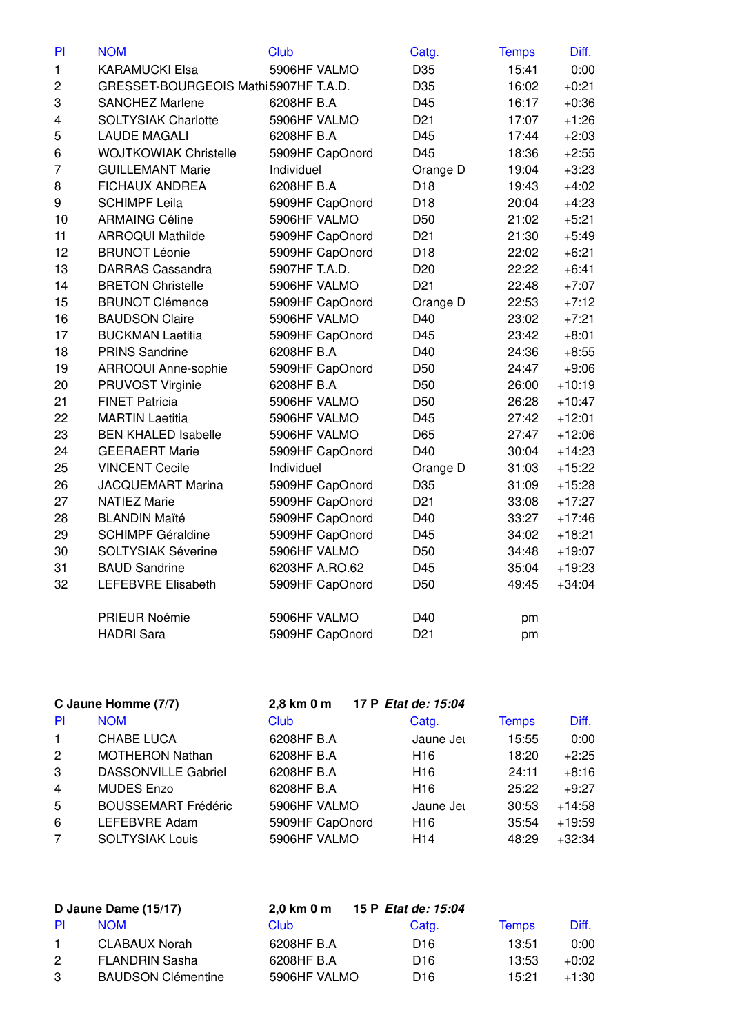| Pl | NOM | Club | Catg. | Temps | Diff. |
|---|---|---|---|---|---|
| 1 | KARAMUCKI Elsa | 5906HF VALMO | D35 | 15:41 | 0:00 |
| 2 | GRESSET-BOURGEOIS Mathi | 5907HF T.A.D. | D35 | 16:02 | +0:21 |
| 3 | SANCHEZ Marlene | 6208HF B.A | D45 | 16:17 | +0:36 |
| 4 | SOLTYSIAK Charlotte | 5906HF VALMO | D21 | 17:07 | +1:26 |
| 5 | LAUDE MAGALI | 6208HF B.A | D45 | 17:44 | +2:03 |
| 6 | WOJTKOWIAK Christelle | 5909HF CapOnord | D45 | 18:36 | +2:55 |
| 7 | GUILLEMANT Marie | Individuel | Orange D | 19:04 | +3:23 |
| 8 | FICHAUX ANDREA | 6208HF B.A | D18 | 19:43 | +4:02 |
| 9 | SCHIMPF Leila | 5909HF CapOnord | D18 | 20:04 | +4:23 |
| 10 | ARMAING Céline | 5906HF VALMO | D50 | 21:02 | +5:21 |
| 11 | ARROQUI Mathilde | 5909HF CapOnord | D21 | 21:30 | +5:49 |
| 12 | BRUNOT Léonie | 5909HF CapOnord | D18 | 22:02 | +6:21 |
| 13 | DARRAS Cassandra | 5907HF T.A.D. | D20 | 22:22 | +6:41 |
| 14 | BRETON Christelle | 5906HF VALMO | D21 | 22:48 | +7:07 |
| 15 | BRUNOT Clémence | 5909HF CapOnord | Orange D | 22:53 | +7:12 |
| 16 | BAUDSON Claire | 5906HF VALMO | D40 | 23:02 | +7:21 |
| 17 | BUCKMAN Laetitia | 5909HF CapOnord | D45 | 23:42 | +8:01 |
| 18 | PRINS Sandrine | 6208HF B.A | D40 | 24:36 | +8:55 |
| 19 | ARROQUI Anne-sophie | 5909HF CapOnord | D50 | 24:47 | +9:06 |
| 20 | PRUVOST Virginie | 6208HF B.A | D50 | 26:00 | +10:19 |
| 21 | FINET Patricia | 5906HF VALMO | D50 | 26:28 | +10:47 |
| 22 | MARTIN Laetitia | 5906HF VALMO | D45 | 27:42 | +12:01 |
| 23 | BEN KHALED Isabelle | 5906HF VALMO | D65 | 27:47 | +12:06 |
| 24 | GEERAERT Marie | 5909HF CapOnord | D40 | 30:04 | +14:23 |
| 25 | VINCENT Cecile | Individuel | Orange D | 31:03 | +15:22 |
| 26 | JACQUEMART Marina | 5909HF CapOnord | D35 | 31:09 | +15:28 |
| 27 | NATIEZ Marie | 5909HF CapOnord | D21 | 33:08 | +17:27 |
| 28 | BLANDIN Maïté | 5909HF CapOnord | D40 | 33:27 | +17:46 |
| 29 | SCHIMPF Géraldine | 5909HF CapOnord | D45 | 34:02 | +18:21 |
| 30 | SOLTYSIAK Séverine | 5906HF VALMO | D50 | 34:48 | +19:07 |
| 31 | BAUD Sandrine | 6203HF A.RO.62 | D45 | 35:04 | +19:23 |
| 32 | LEFEBVRE Elisabeth | 5909HF CapOnord | D50 | 49:45 | +34:04 |
| | PRIEUR Noémie | 5906HF VALMO | D40 | pm | |
| | HADRI Sara | 5909HF CapOnord | D21 | pm | |

**C Jaune Homme (7/7)** **2,8 km 0 m** **17 P** ***Etat de: 15:04***

| Pl | NOM | Club | Catg. | Temps | Diff. |
|---|---|---|---|---|---|
| 1 | CHABE LUCA | 6208HF B.A | Jaune Jeu | 15:55 | 0:00 |
| 2 | MOTHERON Nathan | 6208HF B.A | H16 | 18:20 | +2:25 |
| 3 | DASSONVILLE Gabriel | 6208HF B.A | H16 | 24:11 | +8:16 |
| 4 | MUDES Enzo | 6208HF B.A | H16 | 25:22 | +9:27 |
| 5 | BOUSSEMART Frédéric | 5906HF VALMO | Jaune Jeu | 30:53 | +14:58 |
| 6 | LEFEBVRE Adam | 5909HF CapOnord | H16 | 35:54 | +19:59 |
| 7 | SOLTYSIAK Louis | 5906HF VALMO | H14 | 48:29 | +32:34 |

**D Jaune Dame (15/17)** **2,0 km 0 m** **15 P** ***Etat de: 15:04***

| Pl | NOM | Club | Catg. | Temps | Diff. |
|---|---|---|---|---|---|
| 1 | CLABAUX Norah | 6208HF B.A | D16 | 13:51 | 0:00 |
| 2 | FLANDRIN Sasha | 6208HF B.A | D16 | 13:53 | +0:02 |
| 3 | BAUDSON Clémentine | 5906HF VALMO | D16 | 15:21 | +1:30 |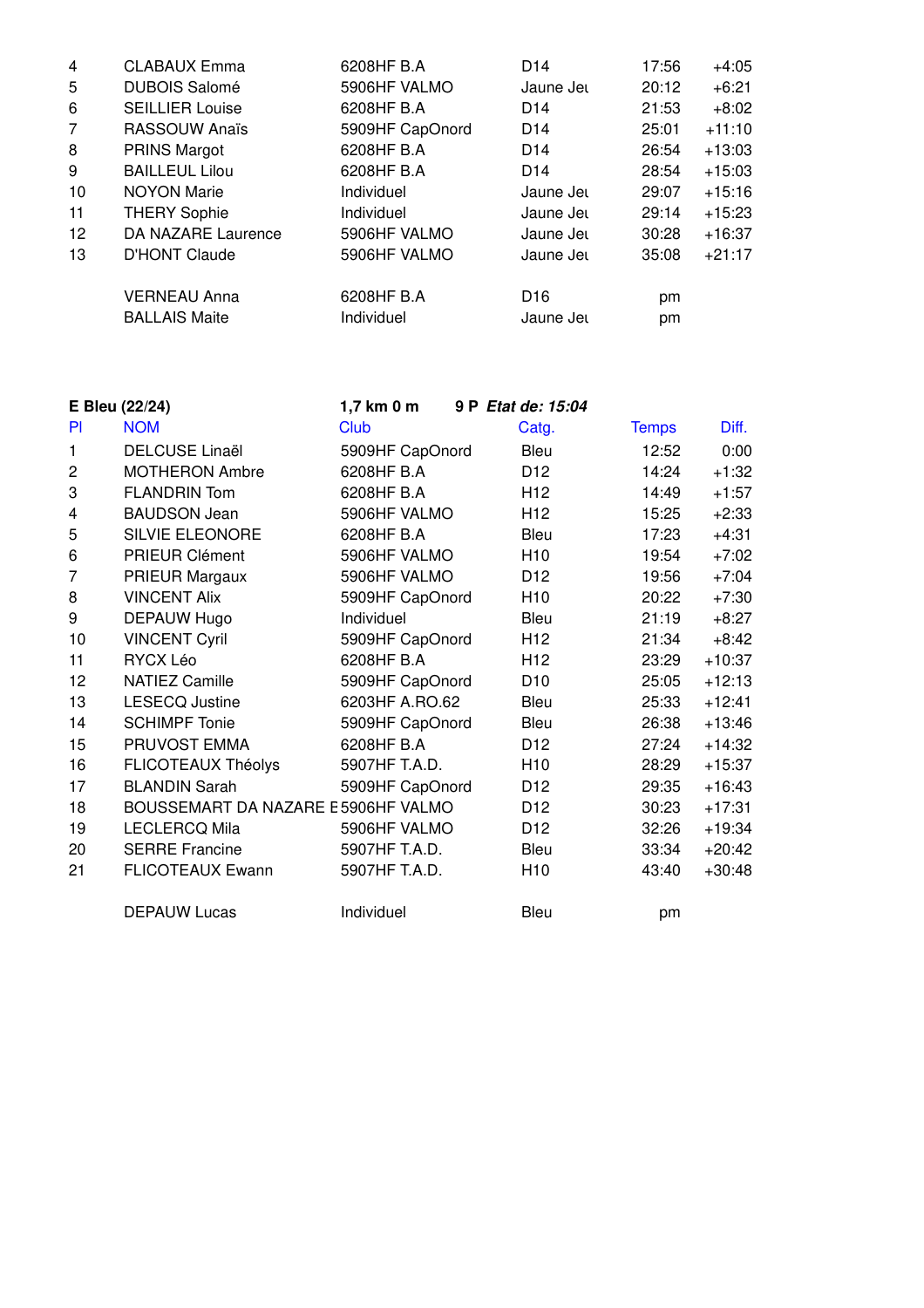| | | | | | |
|---|---|---|---|---|---|
| 4 | CLABAUX Emma | 6208HF B.A | D14 | 17:56 | +4:05 |
| 5 | DUBOIS Salomé | 5906HF VALMO | Jaune Jeu | 20:12 | +6:21 |
| 6 | SEILLIER Louise | 6208HF B.A | D14 | 21:53 | +8:02 |
| 7 | RASSOUW Anaïs | 5909HF CapOnord | D14 | 25:01 | +11:10 |
| 8 | PRINS Margot | 6208HF B.A | D14 | 26:54 | +13:03 |
| 9 | BAILLEUL Lilou | 6208HF B.A | D14 | 28:54 | +15:03 |
| 10 | NOYON Marie | Individuel | Jaune Jeu | 29:07 | +15:16 |
| 11 | THERY Sophie | Individuel | Jaune Jeu | 29:14 | +15:23 |
| 12 | DA NAZARE Laurence | 5906HF VALMO | Jaune Jeu | 30:28 | +16:37 |
| 13 | D'HONT Claude | 5906HF VALMO | Jaune Jeu | 35:08 | +21:17 |
| | VERNEAU Anna | 6208HF B.A | D16 | pm | |
| | BALLAIS Maite | Individuel | Jaune Jeu | pm | |

**E Bleu (22/24)** **1,7 km 0 m** **9 P** ***Etat de: 15:04***

| Pl | NOM | Club | Catg. | Temps | Diff. |
|---|---|---|---|---|---|
| 1 | DELCUSE Linaël | 5909HF CapOnord | Bleu | 12:52 | 0:00 |
| 2 | MOTHERON Ambre | 6208HF B.A | D12 | 14:24 | +1:32 |
| 3 | FLANDRIN Tom | 6208HF B.A | H12 | 14:49 | +1:57 |
| 4 | BAUDSON Jean | 5906HF VALMO | H12 | 15:25 | +2:33 |
| 5 | SILVIE ELEONORE | 6208HF B.A | Bleu | 17:23 | +4:31 |
| 6 | PRIEUR Clément | 5906HF VALMO | H10 | 19:54 | +7:02 |
| 7 | PRIEUR Margaux | 5906HF VALMO | D12 | 19:56 | +7:04 |
| 8 | VINCENT Alix | 5909HF CapOnord | H10 | 20:22 | +7:30 |
| 9 | DEPAUW Hugo | Individuel | Bleu | 21:19 | +8:27 |
| 10 | VINCENT Cyril | 5909HF CapOnord | H12 | 21:34 | +8:42 |
| 11 | RYCX Léo | 6208HF B.A | H12 | 23:29 | +10:37 |
| 12 | NATIEZ Camille | 5909HF CapOnord | D10 | 25:05 | +12:13 |
| 13 | LESECQ Justine | 6203HF A.RO.62 | Bleu | 25:33 | +12:41 |
| 14 | SCHIMPF Tonie | 5909HF CapOnord | Bleu | 26:38 | +13:46 |
| 15 | PRUVOST EMMA | 6208HF B.A | D12 | 27:24 | +14:32 |
| 16 | FLICOTEAUX Théolys | 5907HF T.A.D. | H10 | 28:29 | +15:37 |
| 17 | BLANDIN Sarah | 5909HF CapOnord | D12 | 29:35 | +16:43 |
| 18 | BOUSSEMART DA NAZARE E | 5906HF VALMO | D12 | 30:23 | +17:31 |
| 19 | LECLERCQ Mila | 5906HF VALMO | D12 | 32:26 | +19:34 |
| 20 | SERRE Francine | 5907HF T.A.D. | Bleu | 33:34 | +20:42 |
| 21 | FLICOTEAUX Ewann | 5907HF T.A.D. | H10 | 43:40 | +30:48 |
| | DEPAUW Lucas | Individuel | Bleu | pm | |